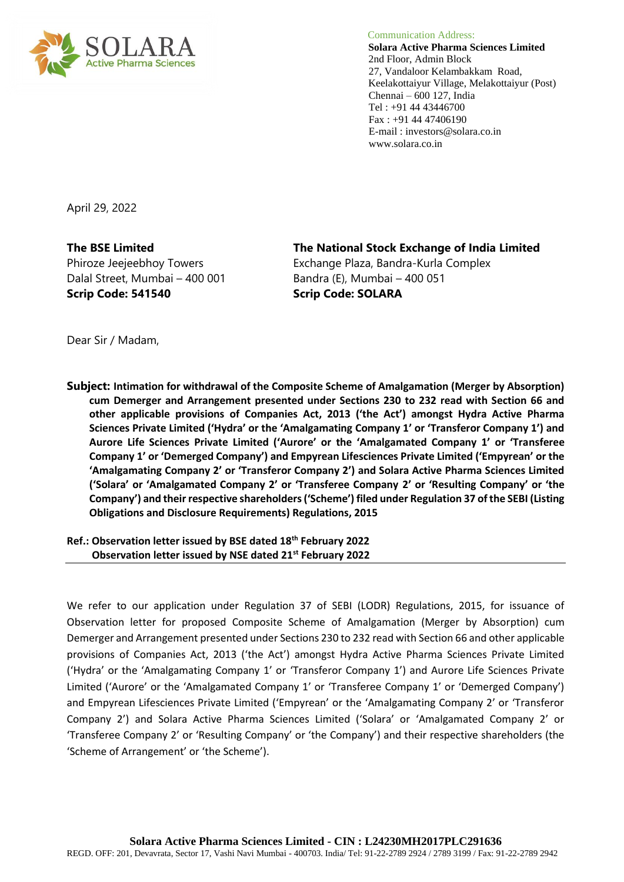SOLARA
Active Pharma Sciences

Communication Address:
**Solara Active Pharma Sciences Limited**
2nd Floor, Admin Block
27, Vandaloor Kelambakkam Road,
Keelakottaiyur Village, Melakottaiyur (Post)
Chennai – 600 127, India
Tel : +91 44 43446700
Fax : +91 44 47406190
E-mail : investors@solara.co.in
www.solara.co.in

April 29, 2022

**The BSE Limited**
Phiroze Jeejeebhoy Towers
Dalal Street, Mumbai – 400 001
**Scrip Code: 541540**

**The National Stock Exchange of India Limited**
Exchange Plaza, Bandra-Kurla Complex
Bandra (E), Mumbai – 400 051
**Scrip Code: SOLARA**

Dear Sir / Madam,

**Subject: Intimation for withdrawal of the Composite Scheme of Amalgamation (Merger by Absorption) cum Demerger and Arrangement presented under Sections 230 to 232 read with Section 66 and other applicable provisions of Companies Act, 2013 ('the Act') amongst Hydra Active Pharma Sciences Private Limited ('Hydra' or the 'Amalgamating Company 1' or 'Transferor Company 1') and Aurore Life Sciences Private Limited ('Aurore' or the 'Amalgamated Company 1' or 'Transferee Company 1' or 'Demerged Company') and Empyrean Lifesciences Private Limited ('Empyrean' or the 'Amalgamating Company 2' or 'Transferor Company 2') and Solara Active Pharma Sciences Limited ('Solara' or 'Amalgamated Company 2' or 'Transferee Company 2' or 'Resulting Company' or 'the Company') and their respective shareholders ('Scheme') filed under Regulation 37 of the SEBI (Listing Obligations and Disclosure Requirements) Regulations, 2015**

**Ref.: Observation letter issued by BSE dated 18th February 2022**
**Observation letter issued by NSE dated 21st February 2022**

We refer to our application under Regulation 37 of SEBI (LODR) Regulations, 2015, for issuance of Observation letter for proposed Composite Scheme of Amalgamation (Merger by Absorption) cum Demerger and Arrangement presented under Sections 230 to 232 read with Section 66 and other applicable provisions of Companies Act, 2013 ('the Act') amongst Hydra Active Pharma Sciences Private Limited ('Hydra' or the 'Amalgamating Company 1' or 'Transferor Company 1') and Aurore Life Sciences Private Limited ('Aurore' or the 'Amalgamated Company 1' or 'Transferee Company 1' or 'Demerged Company') and Empyrean Lifesciences Private Limited ('Empyrean' or the 'Amalgamating Company 2' or 'Transferor Company 2') and Solara Active Pharma Sciences Limited ('Solara' or 'Amalgamated Company 2' or 'Transferee Company 2' or 'Resulting Company' or 'the Company') and their respective shareholders (the 'Scheme of Arrangement' or 'the Scheme').

**Solara Active Pharma Sciences Limited - CIN : L24230MH2017PLC291636**
REGD. OFF: 201, Devavrata, Sector 17, Vashi Navi Mumbai - 400703. India/ Tel: 91-22-2789 2924 / 2789 3199 / Fax: 91-22-2789 2942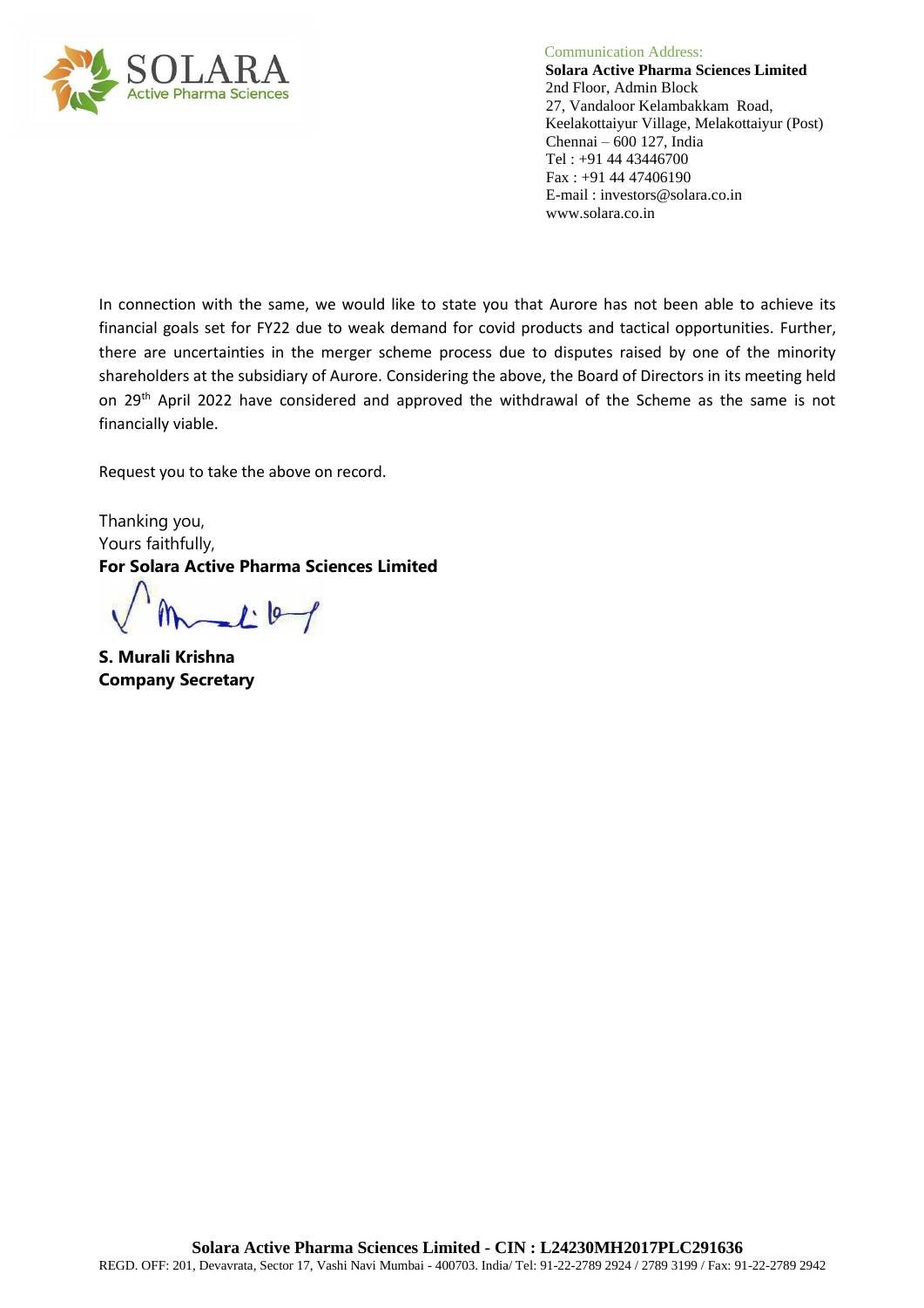Communication Address:
**Solara Active Pharma Sciences Limited**
2nd Floor, Admin Block
27, Vandaloor Kelambakkam Road,
Keelakottaiyur Village, Melakottaiyur (Post)
Chennai – 600 127, India
Tel : +91 44 43446700
Fax : +91 44 47406190
E-mail : investors@solara.co.in
www.solara.co.in

In connection with the same, we would like to state you that Aurore has not been able to achieve its financial goals set for FY22 due to weak demand for covid products and tactical opportunities. Further, there are uncertainties in the merger scheme process due to disputes raised by one of the minority shareholders at the subsidiary of Aurore. Considering the above, the Board of Directors in its meeting held on 29th April 2022 have considered and approved the withdrawal of the Scheme as the same is not financially viable.

Request you to take the above on record.

Thanking you,
Yours faithfully,
**For Solara Active Pharma Sciences Limited**

**S. Murali Krishna**
**Company Secretary**

**Solara Active Pharma Sciences Limited - CIN : L24230MH2017PLC291636**
REGD. OFF: 201, Devavrata, Sector 17, Vashi Navi Mumbai - 400703. India/ Tel: 91-22-2789 2924 / 2789 3199 / Fax: 91-22-2789 2942